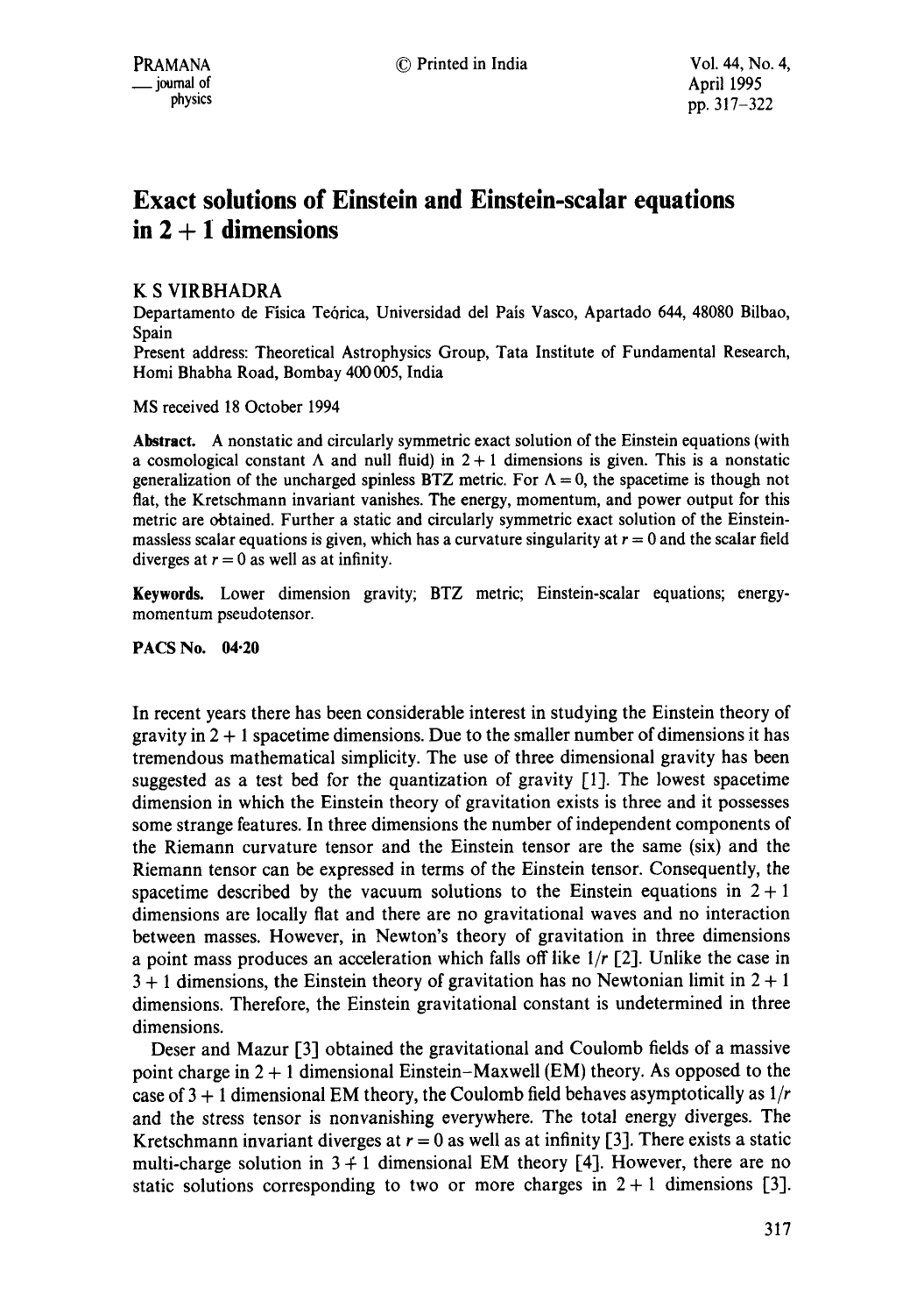# Exact solutions of Einstein and Einstein-scalar equations in $2 + 1$ dimensions

K S VIRBHADRA

Departamento de Física Teórica, Universidad del País Vasco, Apartado 644, 48080 Bilbao, Spain

Present address: Theoretical Astrophysics Group, Tata Institute of Fundamental Research, Homi Bhabha Road, Bombay 400005, India

MS received 18 October 1994

**Abstract.** A nonstatic and circularly symmetric exact solution of the Einstein equations (with a cosmological constant $\Lambda$ and null fluid) in $2 + 1$ dimensions is given. This is a nonstatic generalization of the uncharged spinless BTZ metric. For $\Lambda = 0$, the spacetime is though not flat, the Kretschmann invariant vanishes. The energy, momentum, and power output for this metric are obtained. Further a static and circularly symmetric exact solution of the Einstein-massless scalar equations is given, which has a curvature singularity at $r = 0$ and the scalar field diverges at $r = 0$ as well as at infinity.

**Keywords.** Lower dimension gravity; BTZ metric; Einstein-scalar equations; energy-momentum pseudotensor.

**PACS No. 04·20**

In recent years there has been considerable interest in studying the Einstein theory of gravity in $2 + 1$ spacetime dimensions. Due to the smaller number of dimensions it has tremendous mathematical simplicity. The use of three dimensional gravity has been suggested as a test bed for the quantization of gravity [1]. The lowest spacetime dimension in which the Einstein theory of gravitation exists is three and it possesses some strange features. In three dimensions the number of independent components of the Riemann curvature tensor and the Einstein tensor are the same (six) and the Riemann tensor can be expressed in terms of the Einstein tensor. Consequently, the spacetime described by the vacuum solutions to the Einstein equations in $2 + 1$ dimensions are locally flat and there are no gravitational waves and no interaction between masses. However, in Newton's theory of gravitation in three dimensions a point mass produces an acceleration which falls off like $1/r$ [2]. Unlike the case in $3 + 1$ dimensions, the Einstein theory of gravitation has no Newtonian limit in $2 + 1$ dimensions. Therefore, the Einstein gravitational constant is undetermined in three dimensions.

Deser and Mazur [3] obtained the gravitational and Coulomb fields of a massive point charge in $2 + 1$ dimensional Einstein–Maxwell (EM) theory. As opposed to the case of $3 + 1$ dimensional EM theory, the Coulomb field behaves asymptotically as $1/r$ and the stress tensor is nonvanishing everywhere. The total energy diverges. The Kretschmann invariant diverges at $r = 0$ as well as at infinity [3]. There exists a static multi-charge solution in $3 + 1$ dimensional EM theory [4]. However, there are no static solutions corresponding to two or more charges in $2 + 1$ dimensions [3].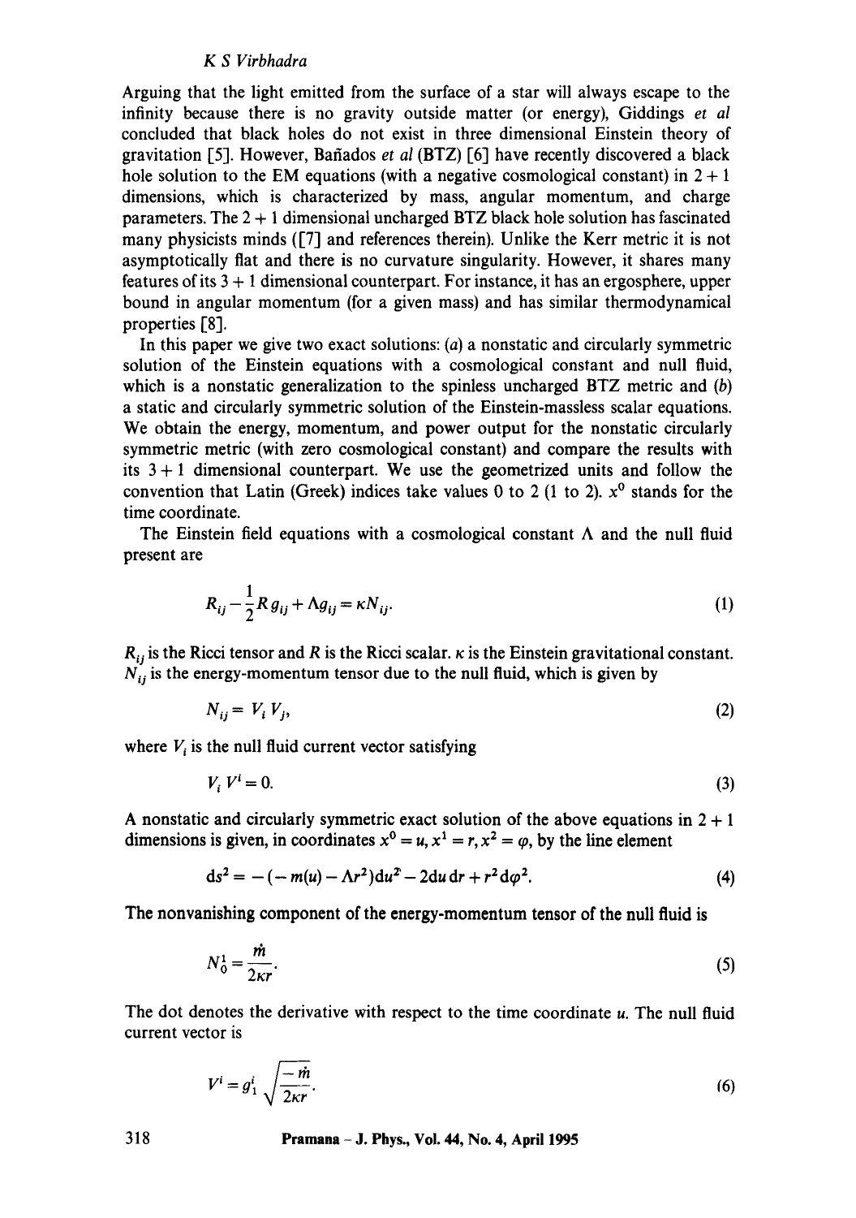Arguing that the light emitted from the surface of a star will always escape to the infinity because there is no gravity outside matter (or energy), Giddings *et al* concluded that black holes do not exist in three dimensional Einstein theory of gravitation [5]. However, Bañados *et al* (BTZ) [6] have recently discovered a black hole solution to the EM equations (with a negative cosmological constant) in $2+1$ dimensions, which is characterized by mass, angular momentum, and charge parameters. The $2+1$ dimensional uncharged BTZ black hole solution has fascinated many physicists minds ([7] and references therein). Unlike the Kerr metric it is not asymptotically flat and there is no curvature singularity. However, it shares many features of its $3+1$ dimensional counterpart. For instance, it has an ergosphere, upper bound in angular momentum (for a given mass) and has similar thermodynamical properties [8].

In this paper we give two exact solutions: (*a*) a nonstatic and circularly symmetric solution of the Einstein equations with a cosmological constant and null fluid, which is a nonstatic generalization to the spinless uncharged BTZ metric and (*b*) a static and circularly symmetric solution of the Einstein-massless scalar equations. We obtain the energy, momentum, and power output for the nonstatic circularly symmetric metric (with zero cosmological constant) and compare the results with its $3+1$ dimensional counterpart. We use the geometrized units and follow the convention that Latin (Greek) indices take values 0 to 2 (1 to 2). $x^0$ stands for the time coordinate.

The Einstein field equations with a cosmological constant $\Lambda$ and the null fluid present are

$$R_{ij} - \frac{1}{2} R g_{ij} + \Lambda g_{ij} = \kappa N_{ij}. \tag{1}$$

$R_{ij}$ is the Ricci tensor and $R$ is the Ricci scalar. $\kappa$ is the Einstein gravitational constant. $N_{ij}$ is the energy-momentum tensor due to the null fluid, which is given by

$$N_{ij} = V_i V_j, \tag{2}$$

where $V_i$ is the null fluid current vector satisfying

$$V_i V^i = 0. \tag{3}$$

A nonstatic and circularly symmetric exact solution of the above equations in $2+1$ dimensions is given, in coordinates $x^0 = u, x^1 = r, x^2 = \varphi$, by the line element

$$ds^2 = -(-m(u) - \Lambda r^2) du^2 - 2 du\, dr + r^2 d\varphi^2. \tag{4}$$

The nonvanishing component of the energy-momentum tensor of the null fluid is

$$N_0^1 = \frac{\dot{m}}{2\kappa r}. \tag{5}$$

The dot denotes the derivative with respect to the time coordinate $u$. The null fluid current vector is

$$V^i = g_1^i \sqrt{\frac{-\dot{m}}{2\kappa r}}. \tag{6}$$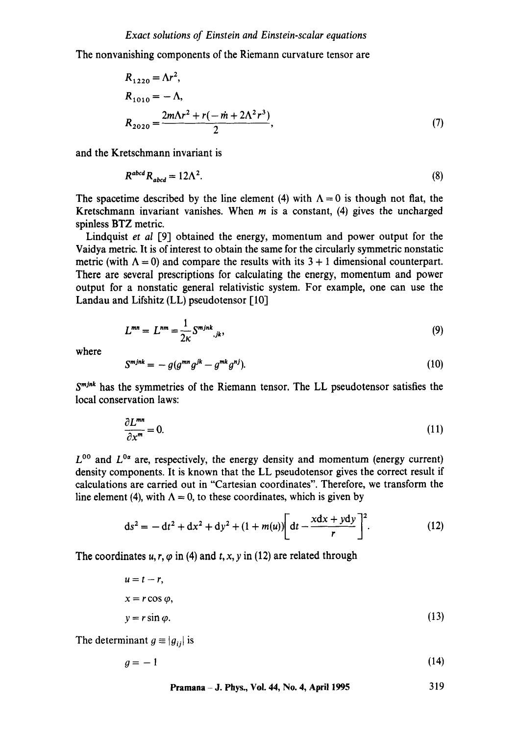The nonvanishing components of the Riemann curvature tensor are

$$
\begin{aligned}
R_{1220} &= \Lambda r^2, \\
R_{1010} &= -\Lambda, \\
R_{2020} &= \frac{2m\Lambda r^2 + r(-\dot{m} + 2\Lambda^2 r^3)}{2},
\end{aligned}
\tag{7}
$$

and the Kretschmann invariant is

$$
R^{abcd} R_{abcd} = 12\Lambda^2. \tag{8}
$$

The spacetime described by the line element (4) with $\Lambda = 0$ is though not flat, the Kretschmann invariant vanishes. When $m$ is a constant, (4) gives the uncharged spinless BTZ metric.

Lindquist *et al* [9] obtained the energy, momentum and power output for the Vaidya metric. It is of interest to obtain the same for the circularly symmetric nonstatic metric (with $\Lambda = 0$) and compare the results with its $3+1$ dimensional counterpart. There are several prescriptions for calculating the energy, momentum and power output for a nonstatic general relativistic system. For example, one can use the Landau and Lifshitz (LL) pseudotensor [10]

$$
L^{mn} = L^{nm} = \frac{1}{2\kappa} S^{mjnk}{}_{,jk}, \tag{9}
$$

where

$$
S^{mjnk} = -g(g^{mn} g^{jk} - g^{mk} g^{nj}). \tag{10}
$$

$S^{mjnk}$ has the symmetries of the Riemann tensor. The LL pseudotensor satisfies the local conservation laws:

$$
\frac{\partial L^{mn}}{\partial x^m} = 0. \tag{11}
$$

$L^{00}$ and $L^{0\alpha}$ are, respectively, the energy density and momentum (energy current) density components. It is known that the LL pseudotensor gives the correct result if calculations are carried out in "Cartesian coordinates". Therefore, we transform the line element (4), with $\Lambda = 0$, to these coordinates, which is given by

$$
\mathrm{d}s^2 = -\mathrm{d}t^2 + \mathrm{d}x^2 + \mathrm{d}y^2 + (1 + m(u))\left[\mathrm{d}t - \frac{x\mathrm{d}x + y\mathrm{d}y}{r}\right]^2. \tag{12}
$$

The coordinates $u, r, \varphi$ in (4) and $t, x, y$ in (12) are related through

$$
\begin{aligned}
u &= t - r, \\
x &= r\cos\varphi, \\
y &= r\sin\varphi.
\end{aligned}
\tag{13}
$$

The determinant $g \equiv |g_{ij}|$ is

$$
g = -1 \tag{14}
$$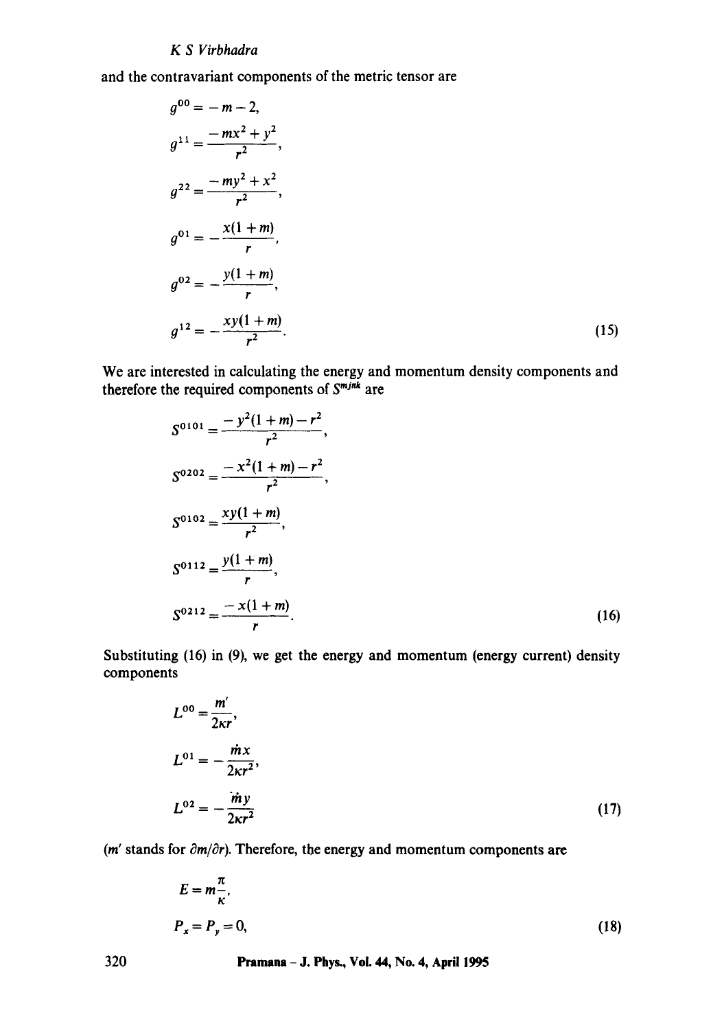and the contravariant components of the metric tensor are

$$
\begin{aligned}
g^{00} &= -m-2, \\
g^{11} &= \frac{-mx^2+y^2}{r^2}, \\
g^{22} &= \frac{-my^2+x^2}{r^2}, \\
g^{01} &= -\frac{x(1+m)}{r}, \\
g^{02} &= -\frac{y(1+m)}{r}, \\
g^{12} &= -\frac{xy(1+m)}{r^2}.
\end{aligned} \tag{15}
$$

We are interested in calculating the energy and momentum density components and therefore the required components of $S^{mjnk}$ are

$$
\begin{aligned}
S^{0101} &= \frac{-y^2(1+m)-r^2}{r^2}, \\
S^{0202} &= \frac{-x^2(1+m)-r^2}{r^2}, \\
S^{0102} &= \frac{xy(1+m)}{r^2}, \\
S^{0112} &= \frac{y(1+m)}{r}, \\
S^{0212} &= \frac{-x(1+m)}{r}.
\end{aligned} \tag{16}
$$

Substituting (16) in (9), we get the energy and momentum (energy current) density components

$$
\begin{aligned}
L^{00} &= \frac{m'}{2\kappa r}, \\
L^{01} &= -\frac{\dot{m}x}{2\kappa r^2}, \\
L^{02} &= -\frac{\dot{m}y}{2\kappa r^2}
\end{aligned} \tag{17}
$$

($m'$ stands for $\partial m/\partial r$). Therefore, the energy and momentum components are

$$
\begin{aligned}
E &= m\frac{\pi}{\kappa}, \\
P_x &= P_y = 0,
\end{aligned} \tag{18}
$$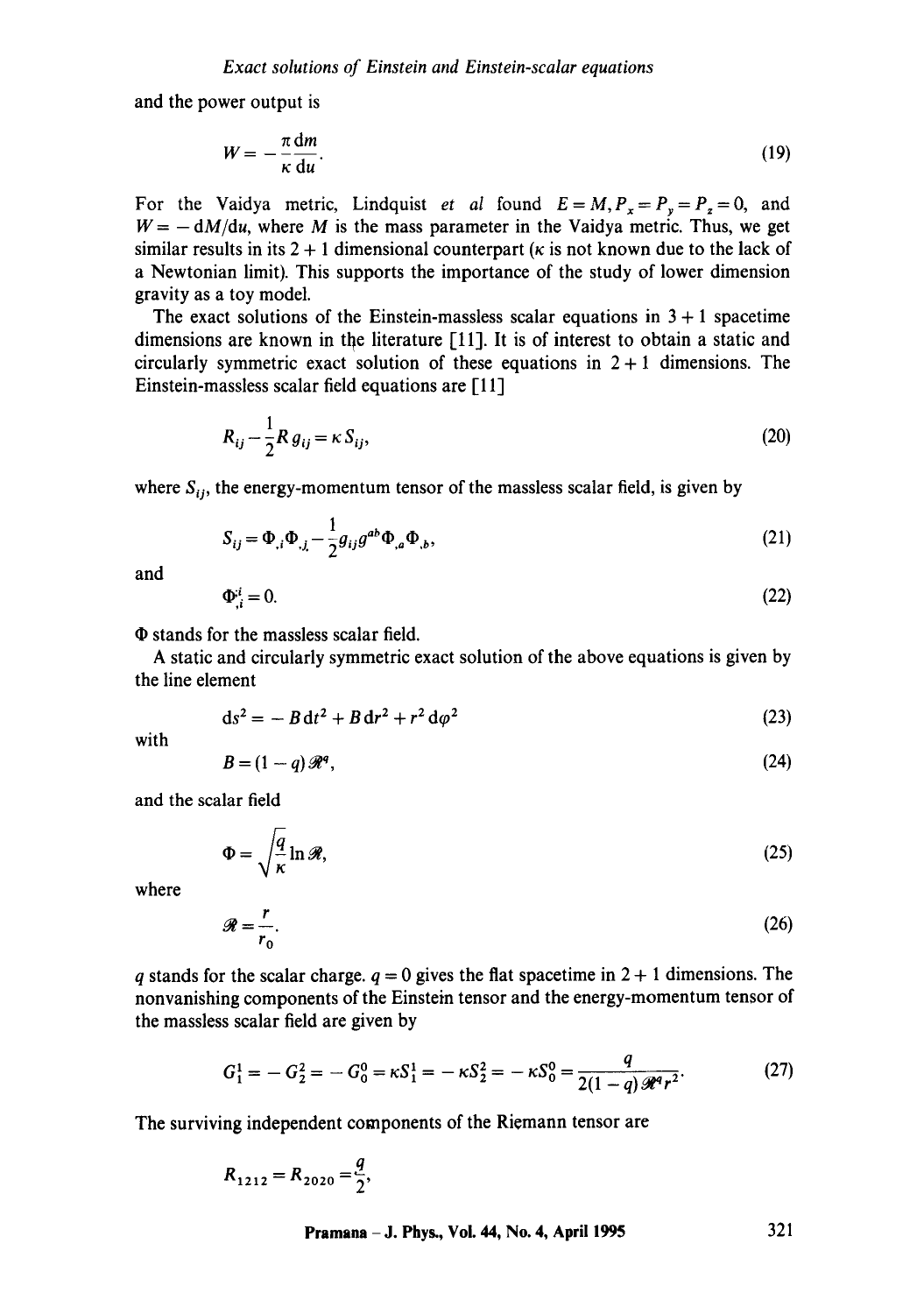and the power output is

$$W = -\frac{\pi}{\kappa}\frac{\mathrm{d}m}{\mathrm{d}u}. \tag{19}$$

For the Vaidya metric, Lindquist *et al* found $E = M, P_x = P_y = P_z = 0$, and $W = -\mathrm{d}M/\mathrm{d}u$, where $M$ is the mass parameter in the Vaidya metric. Thus, we get similar results in its $2+1$ dimensional counterpart ($\kappa$ is not known due to the lack of a Newtonian limit). This supports the importance of the study of lower dimension gravity as a toy model.

The exact solutions of the Einstein-massless scalar equations in $3+1$ spacetime dimensions are known in the literature [11]. It is of interest to obtain a static and circularly symmetric exact solution of these equations in $2+1$ dimensions. The Einstein-massless scalar field equations are [11]

$$R_{ij} - \frac{1}{2}R\, g_{ij} = \kappa\, S_{ij}, \tag{20}$$

where $S_{ij}$, the energy-momentum tensor of the massless scalar field, is given by

$$S_{ij} = \Phi_{,i}\Phi_{,j} - \frac{1}{2}g_{ij}g^{ab}\Phi_{,a}\Phi_{,b}, \tag{21}$$

and

$$\Phi^{;i}_{,i} = 0. \tag{22}$$

$\Phi$ stands for the massless scalar field.

A static and circularly symmetric exact solution of the above equations is given by the line element

$$\mathrm{d}s^2 = -B\,\mathrm{d}t^2 + B\,\mathrm{d}r^2 + r^2\,\mathrm{d}\varphi^2 \tag{23}$$

with

$$B = (1-q)\mathscr{R}^q, \tag{24}$$

and the scalar field

$$\Phi = \sqrt{\frac{q}{\kappa}}\ln \mathscr{R}, \tag{25}$$

where

$$\mathscr{R} = \frac{r}{r_0}. \tag{26}$$

$q$ stands for the scalar charge. $q = 0$ gives the flat spacetime in $2+1$ dimensions. The nonvanishing components of the Einstein tensor and the energy-momentum tensor of the massless scalar field are given by

$$G^1_1 = -G^2_2 = -G^0_0 = \kappa S^1_1 = -\kappa S^2_2 = -\kappa S^0_0 = \frac{q}{2(1-q)\mathscr{R}^q r^2}. \tag{27}$$

The surviving independent components of the Riemann tensor are

$$R_{1212} = R_{2020} = \frac{q}{2},$$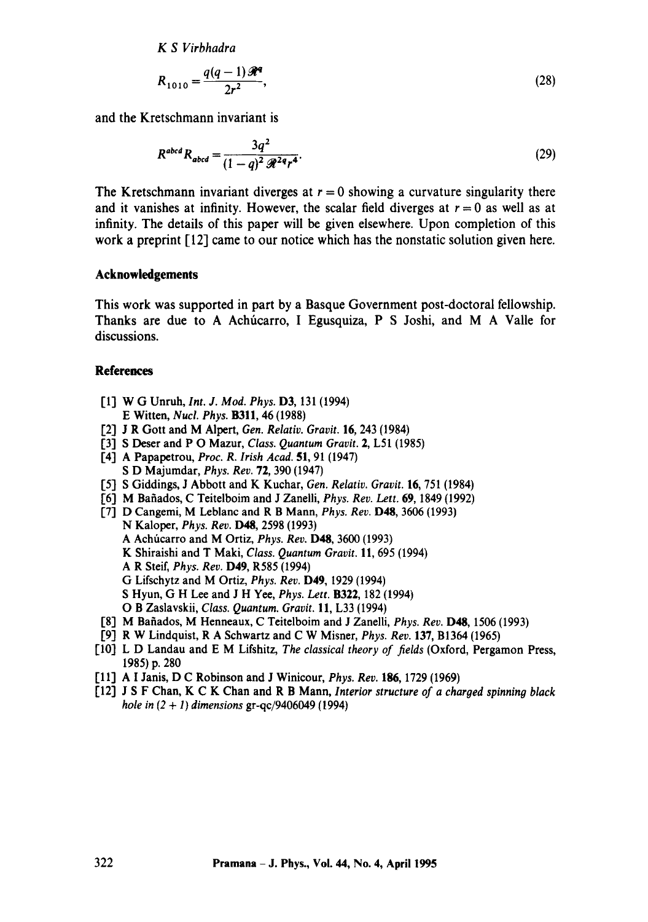$$R_{1010} = \frac{q(q-1)\mathscr{R}^q}{2r^2}, \tag{28}$$

and the Kretschmann invariant is

$$R^{abcd}R_{abcd} = \frac{3q^2}{(1-q)^2\mathscr{R}^{2q}r^4}. \tag{29}$$

The Kretschmann invariant diverges at $r = 0$ showing a curvature singularity there and it vanishes at infinity. However, the scalar field diverges at $r = 0$ as well as at infinity. The details of this paper will be given elsewhere. Upon completion of this work a preprint [12] came to our notice which has the nonstatic solution given here.

## Acknowledgements

This work was supported in part by a Basque Government post-doctoral fellowship. Thanks are due to A Achúcarro, I Egusquiza, P S Joshi, and M A Valle for discussions.

## References

[1] W G Unruh, *Int. J. Mod. Phys.* **D3**, 131 (1994)
E Witten, *Nucl. Phys.* **B311**, 46 (1988)

[2] J R Gott and M Alpert, *Gen. Relativ. Gravit.* **16**, 243 (1984)

[3] S Deser and P O Mazur, *Class. Quantum Gravit.* **2**, L51 (1985)

[4] A Papapetrou, *Proc. R. Irish Acad.* **51**, 91 (1947)
S D Majumdar, *Phys. Rev.* **72**, 390 (1947)

[5] S Giddings, J Abbott and K Kuchar, *Gen. Relativ. Gravit.* **16**, 751 (1984)

[6] M Bañados, C Teitelboim and J Zanelli, *Phys. Rev. Lett.* **69**, 1849 (1992)

[7] D Cangemi, M Leblanc and R B Mann, *Phys. Rev.* **D48**, 3606 (1993)
N Kaloper, *Phys. Rev.* **D48**, 2598 (1993)
A Achúcarro and M Ortiz, *Phys. Rev.* **D48**, 3600 (1993)
K Shiraishi and T Maki, *Class. Quantum Gravit.* **11**, 695 (1994)
A R Steif, *Phys. Rev.* **D49**, R585 (1994)
G Lifschytz and M Ortiz, *Phys. Rev.* **D49**, 1929 (1994)
S Hyun, G H Lee and J H Yee, *Phys. Lett.* **B322**, 182 (1994)
O B Zaslavskii, *Class. Quantum. Gravit.* **11**, L33 (1994)

[8] M Bañados, M Henneaux, C Teitelboim and J Zanelli, *Phys. Rev.* **D48**, 1506 (1993)

[9] R W Lindquist, R A Schwartz and C W Misner, *Phys. Rev.* **137**, B1364 (1965)

[10] L D Landau and E M Lifshitz, *The classical theory of fields* (Oxford, Pergamon Press, 1985) p. 280

[11] A I Janis, D C Robinson and J Winicour, *Phys. Rev.* **186**, 1729 (1969)

[12] J S F Chan, K C K Chan and R B Mann, *Interior structure of a charged spinning black hole in (2 + 1) dimensions* gr-qc/9406049 (1994)